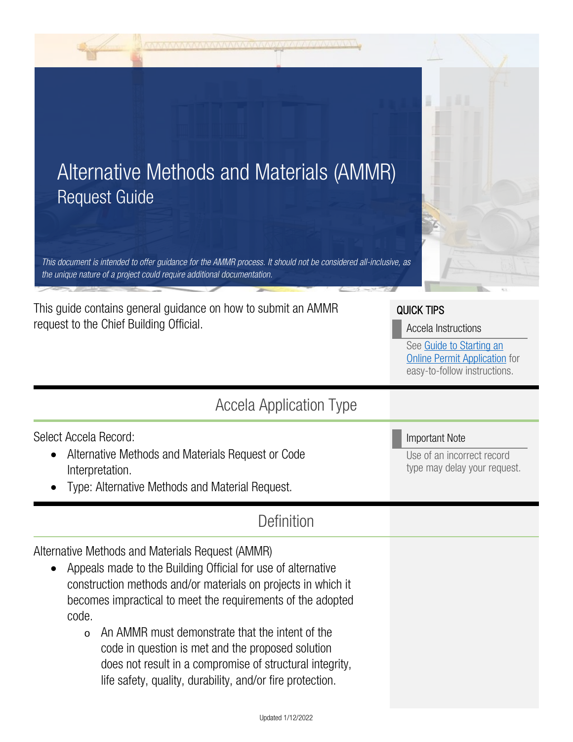# Alternative Methods and Materials (AMMR)

## Request Guide

*This document is intended to offer guidance for the AMMR process. It should not be considered all-inclusive, as the unique nature of a project could require additional documentation.*

This guide contains general guidance on how to submit an AMMR request to the Chief Building Official.

**QUICK TIPS**

**Accela Instructions**

See [Guide to Starting an Online Permit Application]() for easy-to-follow instructions.

## Accela Application Type

Select Accela Record:

- Alternative Methods and Materials Request or Code Interpretation.
- Type: Alternative Methods and Material Request.

**Important Note**

Use of an incorrect record type may delay your request.

## Definition

Alternative Methods and Materials Request (AMMR)

- Appeals made to the Building Official for use of alternative construction methods and/or materials on projects in which it becomes impractical to meet the requirements of the adopted code.
  - An AMMR must demonstrate that the intent of the code in question is met and the proposed solution does not result in a compromise of structural integrity, life safety, quality, durability, and/or fire protection.

Updated 1/12/2022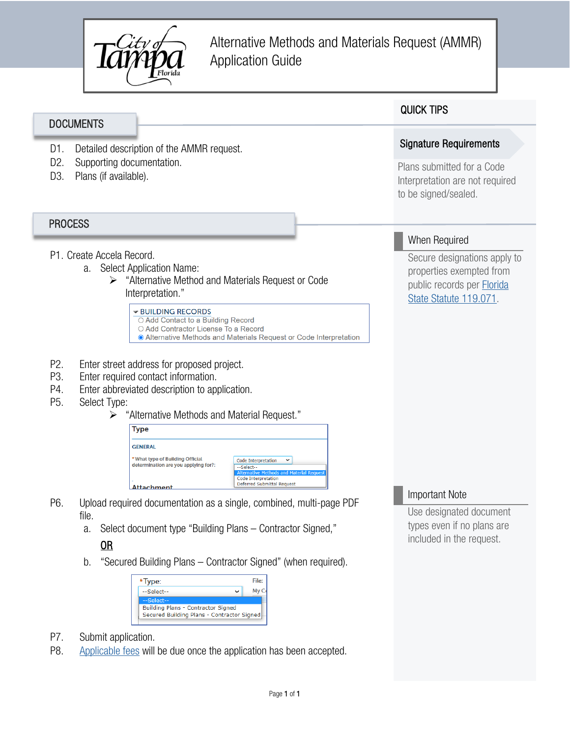# Alternative Methods and Materials Request (AMMR) Application Guide

## DOCUMENTS

D1. Detailed description of the AMMR request.
D2. Supporting documentation.
D3. Plans (if available).

## PROCESS

P1. Create Accela Record.
  a. Select Application Name:
    ➢ "Alternative Method and Materials Request or Code Interpretation."

BUILDING RECORDS
○ Add Contact to a Building Record
○ Add Contractor License To a Record
◉ Alternative Methods and Materials Request or Code Interpretation

P2. Enter street address for proposed project.
P3. Enter required contact information.
P4. Enter abbreviated description to application.
P5. Select Type:
  ➢ "Alternative Methods and Material Request."

Type
GENERAL
* What type of Building Official determination are you applying for?: Code Interpretation
--Select--
Alternative Methods and Material Request
Code Interpretation
Deferred Submittal Request
Attachment

P6. Upload required documentation as a single, combined, multi-page PDF file.
  a. Select document type "Building Plans – Contractor Signed,"

  **OR**

  b. "Secured Building Plans – Contractor Signed" (when required).

*Type: --Select-- File: My C
--Select--
Building Plans - Contractor Signed
Secured Building Plans - Contractor Signed

P7. Submit application.
P8. Applicable fees will be due once the application has been accepted.

## QUICK TIPS

### Signature Requirements

Plans submitted for a Code Interpretation are not required to be signed/sealed.

### When Required

Secure designations apply to properties exempted from public records per Florida State Statute 119.071.

### Important Note

Use designated document types even if no plans are included in the request.